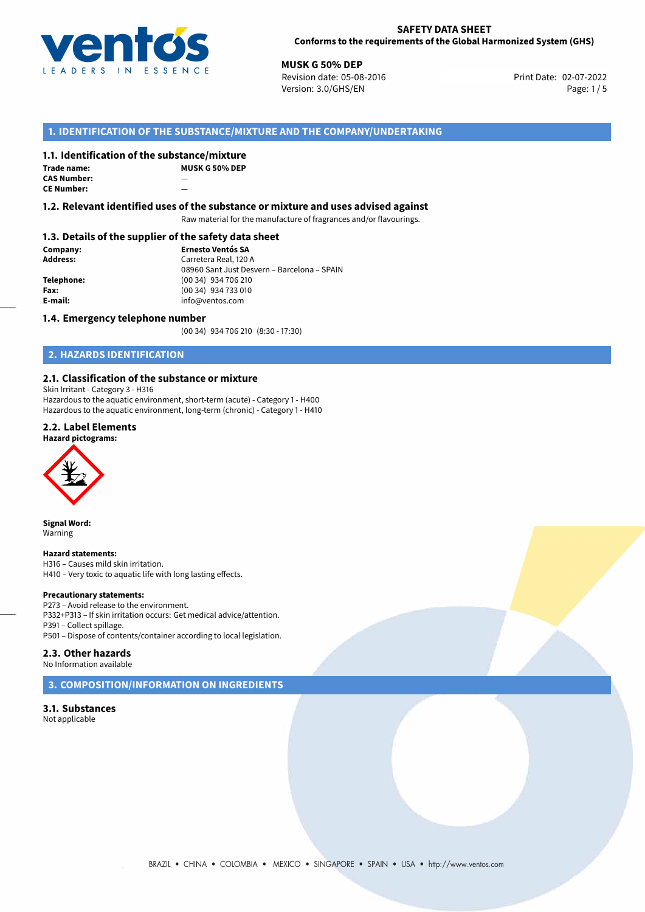**SAFETY DATA SHEET**
**Conforms to the requirements of the Global Harmonized System (GHS)**

**MUSK G 50% DEP**
Revision date: 05-08-2016
Version: 3.0/GHS/EN
Print Date: 02-07-2022

## 1. IDENTIFICATION OF THE SUBSTANCE/MIXTURE AND THE COMPANY/UNDERTAKING

### 1.1. Identification of the substance/mixture

**Trade name:** **MUSK G 50% DEP**
**CAS Number:** —
**CE Number:** —

### 1.2. Relevant identified uses of the substance or mixture and uses advised against

Raw material for the manufacture of fragrances and/or flavourings.

### 1.3. Details of the supplier of the safety data sheet

**Company:** **Ernesto Ventós SA**
**Address:** Carretera Real, 120 A
08960 Sant Just Desvern – Barcelona – SPAIN
**Telephone:** (00 34) 934 706 210
**Fax:** (00 34) 934 733 010
**E-mail:** info@ventos.com

### 1.4. Emergency telephone number

(00 34) 934 706 210 (8:30 - 17:30)

## 2. HAZARDS IDENTIFICATION

### 2.1. Classification of the substance or mixture

Skin Irritant - Category 3 - H316
Hazardous to the aquatic environment, short-term (acute) - Category 1 - H400
Hazardous to the aquatic environment, long-term (chronic) - Category 1 - H410

### 2.2. Label Elements

**Hazard pictograms:**

**Signal Word:**
Warning

**Hazard statements:**
H316 – Causes mild skin irritation.
H410 – Very toxic to aquatic life with long lasting effects.

**Precautionary statements:**
P273 – Avoid release to the environment.
P332+P313 – If skin irritation occurs: Get medical advice/attention.
P391 – Collect spillage.
P501 – Dispose of contents/container according to local legislation.

### 2.3. Other hazards

No Information available

## 3. COMPOSITION/INFORMATION ON INGREDIENTS

### 3.1. Substances

Not applicable

BRAZIL • CHINA • COLOMBIA • MEXICO • SINGAPORE • SPAIN • USA • http://www.ventos.com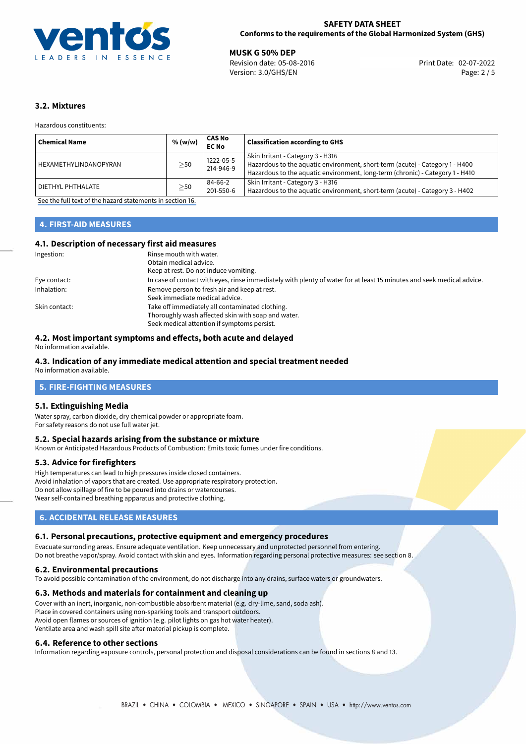### 3.2. Mixtures

Hazardous constituents:

| Chemical Name | % (w/w) | CAS No<br>EC No | Classification according to GHS |
|---|---|---|---|
| HEXAMETHYLINDANOPYRAN | ≥50 | 1222-05-5<br>214-946-9 | Skin Irritant - Category 3 - H316<br>Hazardous to the aquatic environment, short-term (acute) - Category 1 - H400<br>Hazardous to the aquatic environment, long-term (chronic) - Category 1 - H410 |
| DIETHYL PHTHALATE | ≥50 | 84-66-2<br>201-550-6 | Skin Irritant - Category 3 - H316<br>Hazardous to the aquatic environment, short-term (acute) - Category 3 - H402 |

See the full text of the hazard statements in section 16.

## 4. FIRST-AID MEASURES

### 4.1. Description of necessary first aid measures

Ingestion: Rinse mouth with water.
Obtain medical advice.
Keep at rest. Do not induce vomiting.

Eye contact: In case of contact with eyes, rinse immediately with plenty of water for at least 15 minutes and seek medical advice.

Inhalation: Remove person to fresh air and keep at rest.
Seek immediate medical advice.

Skin contact: Take off immediately all contaminated clothing.
Thoroughly wash affected skin with soap and water.
Seek medical attention if symptoms persist.

### 4.2. Most important symptoms and effects, both acute and delayed

No information available.

### 4.3. Indication of any immediate medical attention and special treatment needed

No information available.

## 5. FIRE-FIGHTING MEASURES

### 5.1. Extinguishing Media

Water spray, carbon dioxide, dry chemical powder or appropriate foam.
For safety reasons do not use full water jet.

### 5.2. Special hazards arising from the substance or mixture

Known or Anticipated Hazardous Products of Combustion: Emits toxic fumes under fire conditions.

### 5.3. Advice for firefighters

High temperatures can lead to high pressures inside closed containers.
Avoid inhalation of vapors that are created. Use appropriate respiratory protection.
Do not allow spillage of fire to be poured into drains or watercourses.
Wear self-contained breathing apparatus and protective clothing.

## 6. ACCIDENTAL RELEASE MEASURES

### 6.1. Personal precautions, protective equipment and emergency procedures

Evacuate surronding areas. Ensure adequate ventilation. Keep unnecessary and unprotected personnel from entering.
Do not breathe vapor/spray. Avoid contact with skin and eyes. Information regarding personal protective measures: see section 8.

### 6.2. Environmental precautions

To avoid possible contamination of the environment, do not discharge into any drains, surface waters or groundwaters.

### 6.3. Methods and materials for containment and cleaning up

Cover with an inert, inorganic, non-combustible absorbent material (e.g. dry-lime, sand, soda ash).
Place in covered containers using non-sparking tools and transport outdoors.
Avoid open flames or sources of ignition (e.g. pilot lights on gas hot water heater).
Ventilate area and wash spill site after material pickup is complete.

### 6.4. Reference to other sections

Information regarding exposure controls, personal protection and disposal considerations can be found in sections 8 and 13.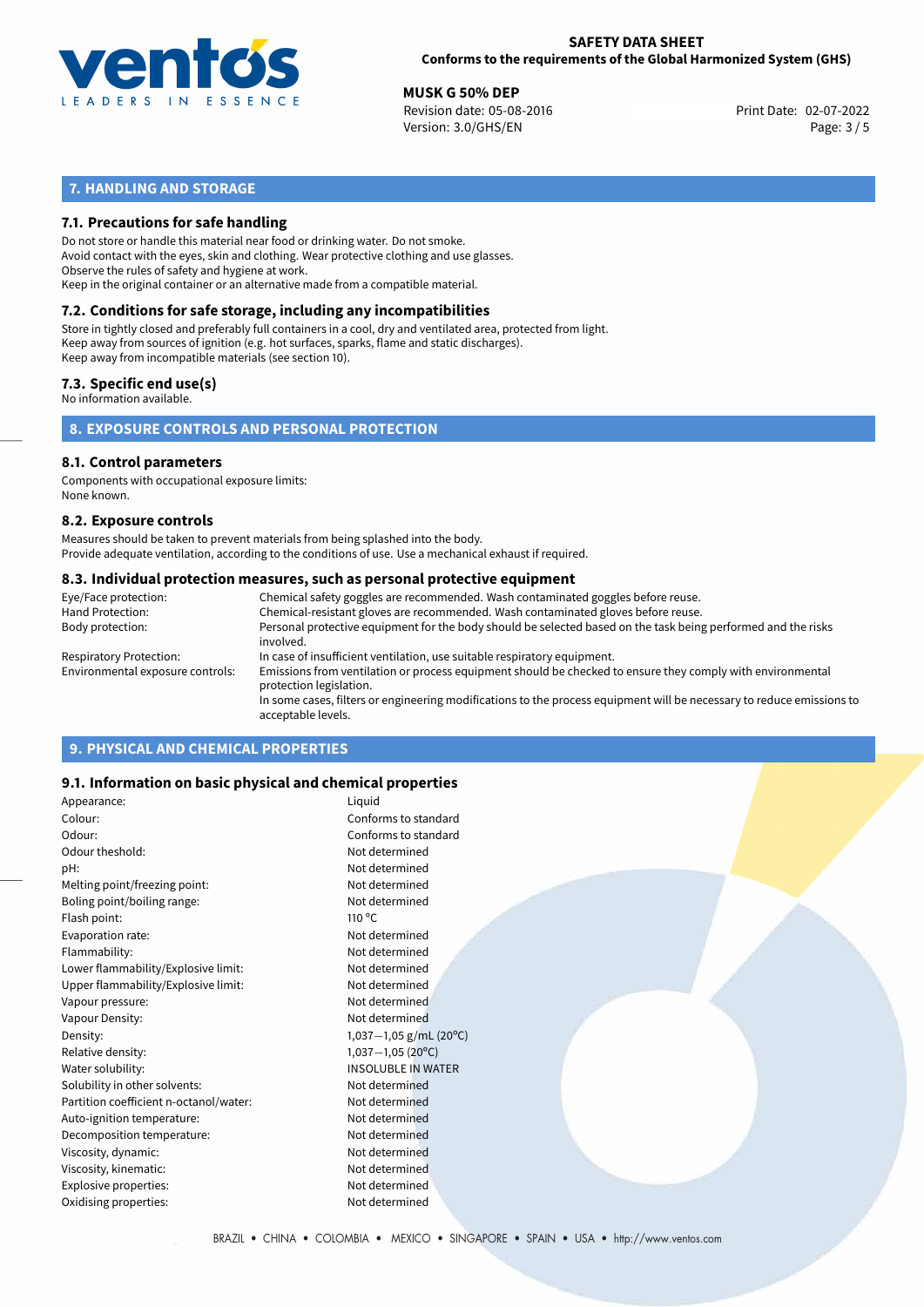## 7. HANDLING AND STORAGE

### 7.1. Precautions for safe handling

Do not store or handle this material near food or drinking water. Do not smoke.
Avoid contact with the eyes, skin and clothing. Wear protective clothing and use glasses.
Observe the rules of safety and hygiene at work.
Keep in the original container or an alternative made from a compatible material.

### 7.2. Conditions for safe storage, including any incompatibilities

Store in tightly closed and preferably full containers in a cool, dry and ventilated area, protected from light.
Keep away from sources of ignition (e.g. hot surfaces, sparks, flame and static discharges).
Keep away from incompatible materials (see section 10).

### 7.3. Specific end use(s)

No information available.

## 8. EXPOSURE CONTROLS AND PERSONAL PROTECTION

### 8.1. Control parameters

Components with occupational exposure limits:
None known.

### 8.2. Exposure controls

Measures should be taken to prevent materials from being splashed into the body.
Provide adequate ventilation, according to the conditions of use. Use a mechanical exhaust if required.

### 8.3. Individual protection measures, such as personal protective equipment

| | |
|---|---|
| Eye/Face protection: | Chemical safety goggles are recommended. Wash contaminated goggles before reuse. |
| Hand Protection: | Chemical-resistant gloves are recommended. Wash contaminated gloves before reuse. |
| Body protection: | Personal protective equipment for the body should be selected based on the task being performed and the risks involved. |
| Respiratory Protection: | In case of insufficient ventilation, use suitable respiratory equipment. |
| Environmental exposure controls: | Emissions from ventilation or process equipment should be checked to ensure they comply with environmental protection legislation. In some cases, filters or engineering modifications to the process equipment will be necessary to reduce emissions to acceptable levels. |

## 9. PHYSICAL AND CHEMICAL PROPERTIES

### 9.1. Information on basic physical and chemical properties

| | |
|---|---|
| Appearance: | Liquid |
| Colour: | Conforms to standard |
| Odour: | Conforms to standard |
| Odour theshold: | Not determined |
| pH: | Not determined |
| Melting point/freezing point: | Not determined |
| Boling point/boiling range: | Not determined |
| Flash point: | 110 °C |
| Evaporation rate: | Not determined |
| Flammability: | Not determined |
| Lower flammability/Explosive limit: | Not determined |
| Upper flammability/Explosive limit: | Not determined |
| Vapour pressure: | Not determined |
| Vapour Density: | Not determined |
| Density: | 1,037−1,05 g/mL (20°C) |
| Relative density: | 1,037−1,05 (20°C) |
| Water solubility: | INSOLUBLE IN WATER |
| Solubility in other solvents: | Not determined |
| Partition coefficient n-octanol/water: | Not determined |
| Auto-ignition temperature: | Not determined |
| Decomposition temperature: | Not determined |
| Viscosity, dynamic: | Not determined |
| Viscosity, kinematic: | Not determined |
| Explosive properties: | Not determined |
| Oxidising properties: | Not determined |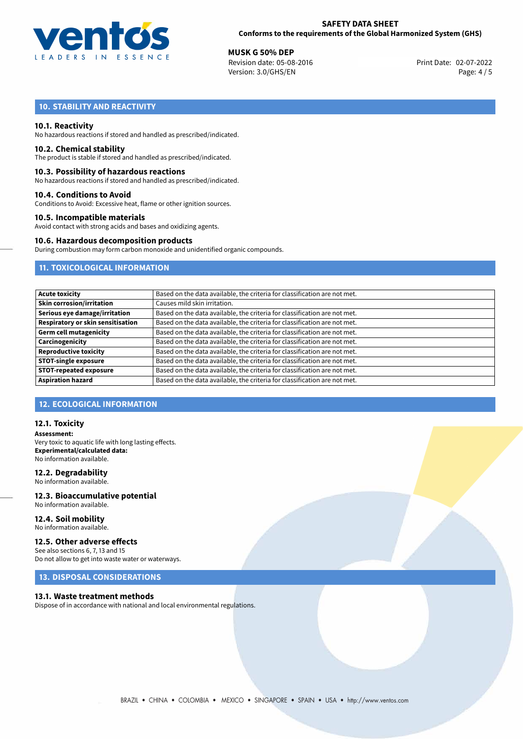## 10. STABILITY AND REACTIVITY

### 10.1. Reactivity
No hazardous reactions if stored and handled as prescribed/indicated.

### 10.2. Chemical stability
The product is stable if stored and handled as prescribed/indicated.

### 10.3. Possibility of hazardous reactions
No hazardous reactions if stored and handled as prescribed/indicated.

### 10.4. Conditions to Avoid
Conditions to Avoid: Excessive heat, flame or other ignition sources.

### 10.5. Incompatible materials
Avoid contact with strong acids and bases and oxidizing agents.

### 10.6. Hazardous decomposition products
During combustion may form carbon monoxide and unidentified organic compounds.

## 11. TOXICOLOGICAL INFORMATION

| | |
|---|---|
| **Acute toxicity** | Based on the data available, the criteria for classification are not met. |
| **Skin corrosion/irritation** | Causes mild skin irritation. |
| **Serious eye damage/irritation** | Based on the data available, the criteria for classification are not met. |
| **Respiratory or skin sensitisation** | Based on the data available, the criteria for classification are not met. |
| **Germ cell mutagenicity** | Based on the data available, the criteria for classification are not met. |
| **Carcinogenicity** | Based on the data available, the criteria for classification are not met. |
| **Reproductive toxicity** | Based on the data available, the criteria for classification are not met. |
| **STOT-single exposure** | Based on the data available, the criteria for classification are not met. |
| **STOT-repeated exposure** | Based on the data available, the criteria for classification are not met. |
| **Aspiration hazard** | Based on the data available, the criteria for classification are not met. |

## 12. ECOLOGICAL INFORMATION

### 12.1. Toxicity
**Assessment:**
Very toxic to aquatic life with long lasting effects.
**Experimental/calculated data:**
No information available.

### 12.2. Degradability
No information available.

### 12.3. Bioaccumulative potential
No information available.

### 12.4. Soil mobility
No information available.

### 12.5. Other adverse effects
See also sections 6, 7, 13 and 15
Do not allow to get into waste water or waterways.

## 13. DISPOSAL CONSIDERATIONS

### 13.1. Waste treatment methods
Dispose of in accordance with national and local environmental regulations.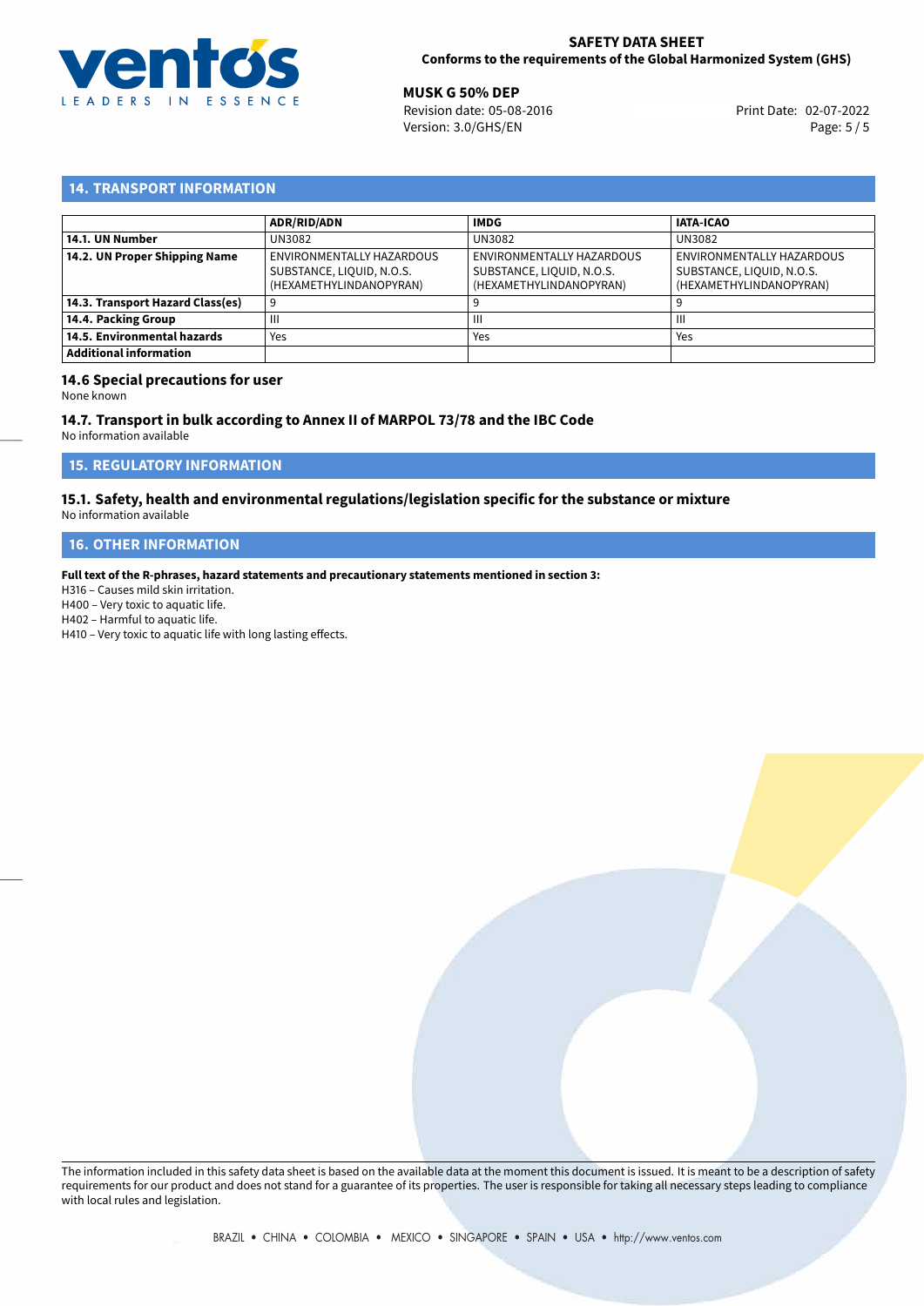## 14. TRANSPORT INFORMATION

| | ADR/RID/ADN | IMDG | IATA-ICAO |
|---|---|---|---|
| **14.1. UN Number** | UN3082 | UN3082 | UN3082 |
| **14.2. UN Proper Shipping Name** | ENVIRONMENTALLY HAZARDOUS SUBSTANCE, LIQUID, N.O.S. (HEXAMETHYLINDANOPYRAN) | ENVIRONMENTALLY HAZARDOUS SUBSTANCE, LIQUID, N.O.S. (HEXAMETHYLINDANOPYRAN) | ENVIRONMENTALLY HAZARDOUS SUBSTANCE, LIQUID, N.O.S. (HEXAMETHYLINDANOPYRAN) |
| **14.3. Transport Hazard Class(es)** | 9 | 9 | 9 |
| **14.4. Packing Group** | III | III | III |
| **14.5. Environmental hazards** | Yes | Yes | Yes |
| **Additional information** | | | |

### 14.6 Special precautions for user

None known

### 14.7. Transport in bulk according to Annex II of MARPOL 73/78 and the IBC Code

No information available

## 15. REGULATORY INFORMATION

### 15.1. Safety, health and environmental regulations/legislation specific for the substance or mixture

No information available

## 16. OTHER INFORMATION

**Full text of the R-phrases, hazard statements and precautionary statements mentioned in section 3:**

H316 – Causes mild skin irritation.
H400 – Very toxic to aquatic life.
H402 – Harmful to aquatic life.
H410 – Very toxic to aquatic life with long lasting effects.

The information included in this safety data sheet is based on the available data at the moment this document is issued. It is meant to be a description of safety requirements for our product and does not stand for a guarantee of its properties. The user is responsible for taking all necessary steps leading to compliance with local rules and legislation.